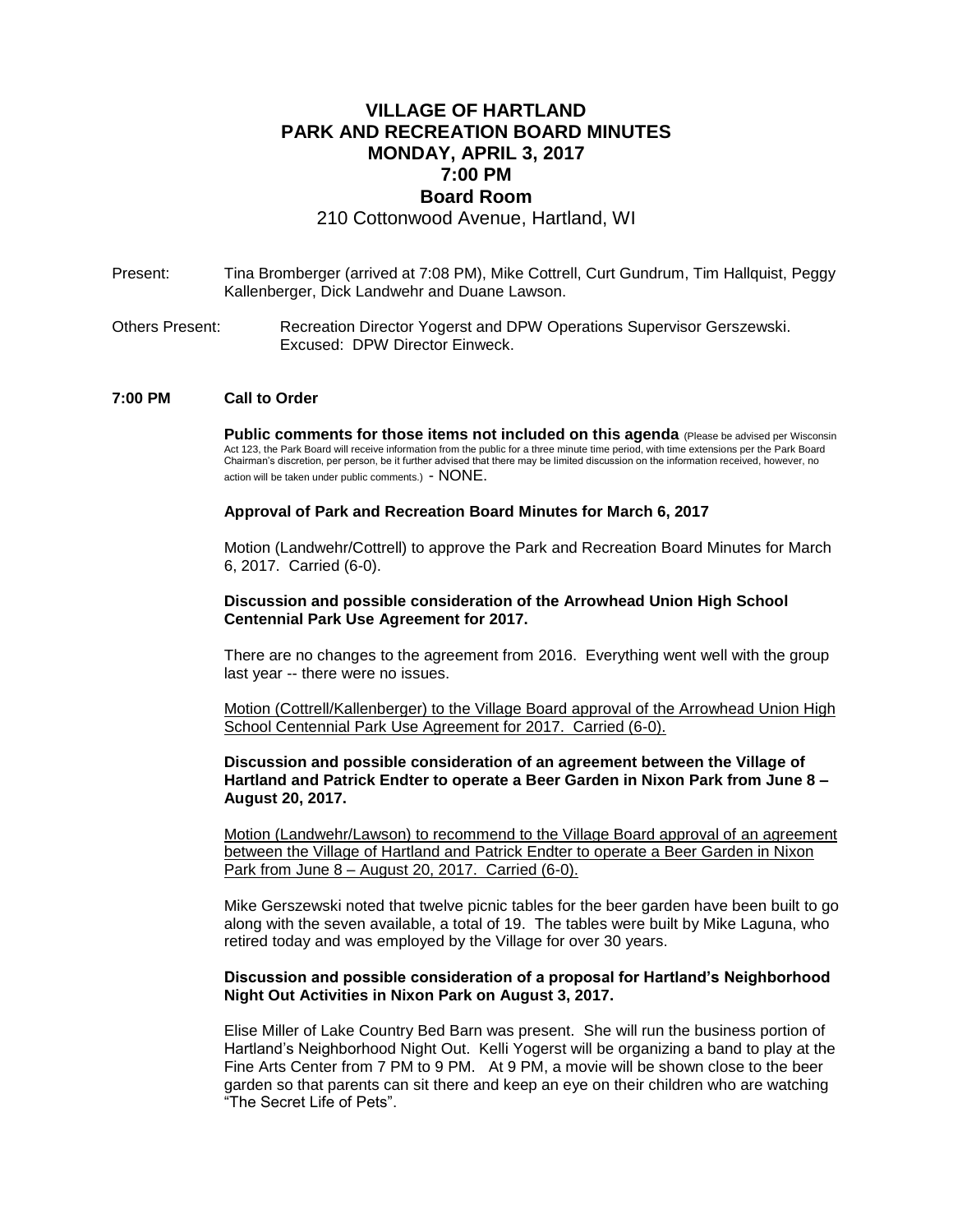# VILLAGE OF HARTLAND
# PARK AND RECREATION BOARD MINUTES
# MONDAY, APRIL 3, 2017
# 7:00 PM
# Board Room

210 Cottonwood Avenue, Hartland, WI

Present: Tina Bromberger (arrived at 7:08 PM), Mike Cottrell, Curt Gundrum, Tim Hallquist, Peggy Kallenberger, Dick Landwehr and Duane Lawson.

Others Present: Recreation Director Yogerst and DPW Operations Supervisor Gerszewski. Excused: DPW Director Einweck.

**7:00 PM Call to Order**

**Public comments for those items not included on this agenda** (Please be advised per Wisconsin Act 123, the Park Board will receive information from the public for a three minute time period, with time extensions per the Park Board Chairman's discretion, per person, be it further advised that there may be limited discussion on the information received, however, no action will be taken under public comments.) - NONE.

**Approval of Park and Recreation Board Minutes for March 6, 2017**

Motion (Landwehr/Cottrell) to approve the Park and Recreation Board Minutes for March 6, 2017. Carried (6-0).

**Discussion and possible consideration of the Arrowhead Union High School Centennial Park Use Agreement for 2017.**

There are no changes to the agreement from 2016. Everything went well with the group last year -- there were no issues.

<u>Motion (Cottrell/Kallenberger) to the Village Board approval of the Arrowhead Union High School Centennial Park Use Agreement for 2017. Carried (6-0).</u>

**Discussion and possible consideration of an agreement between the Village of Hartland and Patrick Endter to operate a Beer Garden in Nixon Park from June 8 – August 20, 2017.**

<u>Motion (Landwehr/Lawson) to recommend to the Village Board approval of an agreement between the Village of Hartland and Patrick Endter to operate a Beer Garden in Nixon Park from June 8 – August 20, 2017. Carried (6-0).</u>

Mike Gerszewski noted that twelve picnic tables for the beer garden have been built to go along with the seven available, a total of 19. The tables were built by Mike Laguna, who retired today and was employed by the Village for over 30 years.

**Discussion and possible consideration of a proposal for Hartland's Neighborhood Night Out Activities in Nixon Park on August 3, 2017.**

Elise Miller of Lake Country Bed Barn was present. She will run the business portion of Hartland's Neighborhood Night Out. Kelli Yogerst will be organizing a band to play at the Fine Arts Center from 7 PM to 9 PM. At 9 PM, a movie will be shown close to the beer garden so that parents can sit there and keep an eye on their children who are watching "The Secret Life of Pets".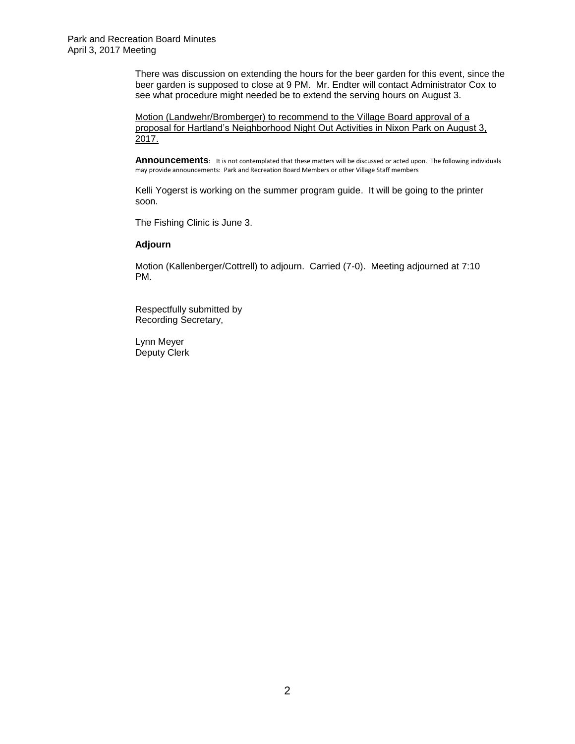There was discussion on extending the hours for the beer garden for this event, since the beer garden is supposed to close at 9 PM. Mr. Endter will contact Administrator Cox to see what procedure might needed be to extend the serving hours on August 3.

<u>Motion (Landwehr/Bromberger) to recommend to the Village Board approval of a proposal for Hartland's Neighborhood Night Out Activities in Nixon Park on August 3, 2017.</u>

**Announcements**: It is not contemplated that these matters will be discussed or acted upon. The following individuals may provide announcements: Park and Recreation Board Members or other Village Staff members

Kelli Yogerst is working on the summer program guide. It will be going to the printer soon.

The Fishing Clinic is June 3.

**Adjourn**

Motion (Kallenberger/Cottrell) to adjourn. Carried (7-0). Meeting adjourned at 7:10 PM.

Respectfully submitted by
Recording Secretary,

Lynn Meyer
Deputy Clerk